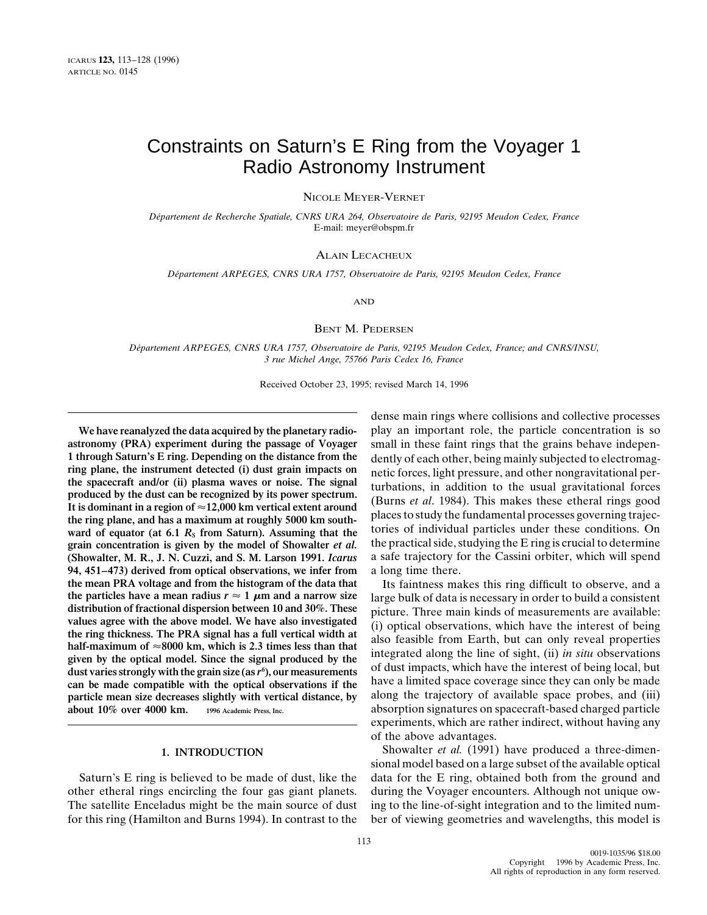# Constraints on Saturn's E Ring from the Voyager 1 Radio Astronomy Instrument

NICOLE MEYER-VERNET

*Département de Recherche Spatiale, CNRS URA 264, Observatoire de Paris, 92195 Meudon Cedex, France*
E-mail: meyer@obspm.fr

ALAIN LECACHEUX

*Département ARPEGES, CNRS URA 1757, Observatoire de Paris, 92195 Meudon Cedex, France*

AND

BENT M. PEDERSEN

*Département ARPEGES, CNRS URA 1757, Observatoire de Paris, 92195 Meudon Cedex, France; and CNRS/INSU, 3 rue Michel Ange, 75766 Paris Cedex 16, France*

Received October 23, 1995; revised March 14, 1996

**We have reanalyzed the data acquired by the planetary radio-astronomy (PRA) experiment during the passage of Voyager 1 through Saturn's E ring. Depending on the distance from the ring plane, the instrument detected (i) dust grain impacts on the spacecraft and/or (ii) plasma waves or noise. The signal produced by the dust can be recognized by its power spectrum. It is dominant in a region of ≈12,000 km vertical extent around the ring plane, and has a maximum at roughly 5000 km southward of equator (at 6.1 $R_S$ from Saturn). Assuming that the grain concentration is given by the model of Showalter *et al.* (Showalter, M. R., J. N. Cuzzi, and S. M. Larson 1991. *Icarus* 94, 451–473) derived from optical observations, we infer from the mean PRA voltage and from the histogram of the data that the particles have a mean radius $r \approx 1$ μm and a narrow size distribution of fractional dispersion between 10 and 30%. These values agree with the above model. We have also investigated the ring thickness. The PRA signal has a full vertical width at half-maximum of ≈8000 km, which is 2.3 times less than that given by the optical model. Since the signal produced by the dust varies strongly with the grain size (as $r^6$), our measurements can be made compatible with the optical observations if the particle mean size decreases slightly with vertical distance, by about 10% over 4000 km.** © 1996 Academic Press, Inc.

## 1. INTRODUCTION

Saturn's E ring is believed to be made of dust, like the other etheral rings encircling the four gas giant planets. The satellite Enceladus might be the main source of dust for this ring (Hamilton and Burns 1994). In contrast to the dense main rings where collisions and collective processes play an important role, the particle concentration is so small in these faint rings that the grains behave independently of each other, being mainly subjected to electromagnetic forces, light pressure, and other nongravitational perturbations, in addition to the usual gravitational forces (Burns *et al*. 1984). This makes these etheral rings good places to study the fundamental processes governing trajectories of individual particles under these conditions. On the practical side, studying the E ring is crucial to determine a safe trajectory for the Cassini orbiter, which will spend a long time there.

Its faintness makes this ring difficult to observe, and a large bulk of data is necessary in order to build a consistent picture. Three main kinds of measurements are available: (i) optical observations, which have the interest of being also feasible from Earth, but can only reveal properties integrated along the line of sight, (ii) *in situ* observations of dust impacts, which have the interest of being local, but have a limited space coverage since they can only be made along the trajectory of available space probes, and (iii) absorption signatures on spacecraft-based charged particle experiments, which are rather indirect, without having any of the above advantages.

Showalter *et al.* (1991) have produced a three-dimensional model based on a large subset of the available optical data for the E ring, obtained both from the ground and during the Voyager encounters. Although not unique owing to the line-of-sight integration and to the limited number of viewing geometries and wavelengths, this model is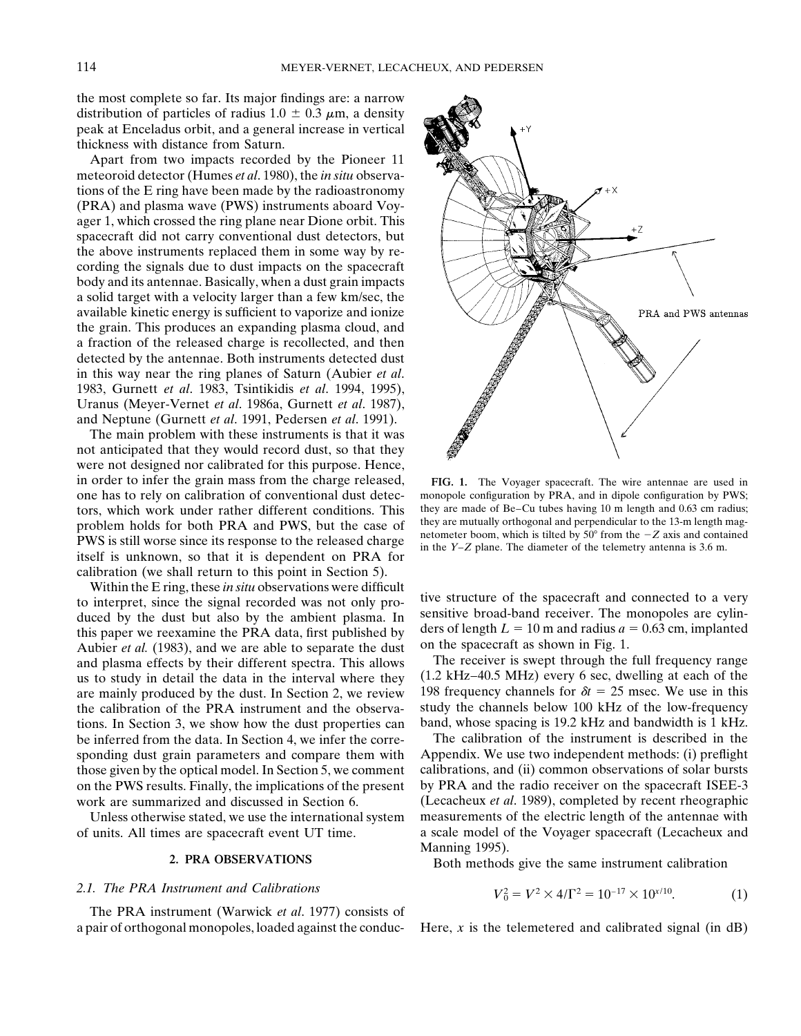the most complete so far. Its major findings are: a narrow distribution of particles of radius $1.0 \pm 0.3\ \mu$m, a density peak at Enceladus orbit, and a general increase in vertical thickness with distance from Saturn.

Apart from two impacts recorded by the Pioneer 11 meteoroid detector (Humes *et al.* 1980), the *in situ* observations of the E ring have been made by the radioastronomy (PRA) and plasma wave (PWS) instruments aboard Voyager 1, which crossed the ring plane near Dione orbit. This spacecraft did not carry conventional dust detectors, but the above instruments replaced them in some way by recording the signals due to dust impacts on the spacecraft body and its antennae. Basically, when a dust grain impacts a solid target with a velocity larger than a few km/sec, the available kinetic energy is sufficient to vaporize and ionize the grain. This produces an expanding plasma cloud, and a fraction of the released charge is recollected, and then detected by the antennae. Both instruments detected dust in this way near the ring planes of Saturn (Aubier *et al.* 1983, Gurnett *et al.* 1983, Tsintikidis *et al.* 1994, 1995), Uranus (Meyer-Vernet *et al.* 1986a, Gurnett *et al.* 1987), and Neptune (Gurnett *et al.* 1991, Pedersen *et al.* 1991).

The main problem with these instruments is that it was not anticipated that they would record dust, so that they were not designed nor calibrated for this purpose. Hence, in order to infer the grain mass from the charge released, one has to rely on calibration of conventional dust detectors, which work under rather different conditions. This problem holds for both PRA and PWS, but the case of PWS is still worse since its response to the released charge itself is unknown, so that it is dependent on PRA for calibration (we shall return to this point in Section 5).

Within the E ring, these *in situ* observations were difficult to interpret, since the signal recorded was not only produced by the dust but also by the ambient plasma. In this paper we reexamine the PRA data, first published by Aubier *et al.* (1983), and we are able to separate the dust and plasma effects by their different spectra. This allows us to study in detail the data in the interval where they are mainly produced by the dust. In Section 2, we review the calibration of the PRA instrument and the observations. In Section 3, we show how the dust properties can be inferred from the data. In Section 4, we infer the corresponding dust grain parameters and compare them with those given by the optical model. In Section 5, we comment on the PWS results. Finally, the implications of the present work are summarized and discussed in Section 6.

Unless otherwise stated, we use the international system of units. All times are spacecraft event UT time.

**FIG. 1.** The Voyager spacecraft. The wire antennae are used in monopole configuration by PRA, and in dipole configuration by PWS; they are made of Be–Cu tubes having 10 m length and 0.63 cm radius; they are mutually orthogonal and perpendicular to the 13-m length magnetometer boom, which is tilted by 50° from the $-Z$ axis and contained in the $Y$–$Z$ plane. The diameter of the telemetry antenna is 3.6 m.

## 2. PRA OBSERVATIONS

### 2.1. The PRA Instrument and Calibrations

The PRA instrument (Warwick *et al.* 1977) consists of a pair of orthogonal monopoles, loaded against the conductive structure of the spacecraft and connected to a very sensitive broad-band receiver. The monopoles are cylinders of length $L = 10$ m and radius $a = 0.63$ cm, implanted on the spacecraft as shown in Fig. 1.

The receiver is swept through the full frequency range (1.2 kHz–40.5 MHz) every 6 sec, dwelling at each of the 198 frequency channels for $\delta t = 25$ msec. We use in this study the channels below 100 kHz of the low-frequency band, whose spacing is 19.2 kHz and bandwidth is 1 kHz.

The calibration of the instrument is described in the Appendix. We use two independent methods: (i) preflight calibrations, and (ii) common observations of solar bursts by PRA and the radio receiver on the spacecraft ISEE-3 (Lecacheux *et al.* 1989), completed by recent rheographic measurements of the electric length of the antennae with a scale model of the Voyager spacecraft (Lecacheux and Manning 1995).

Both methods give the same instrument calibration

$$V_0^2 = V^2 \times 4/\Gamma^2 = 10^{-17} \times 10^{x/10}. \tag{1}$$

Here, $x$ is the telemetered and calibrated signal (in dB)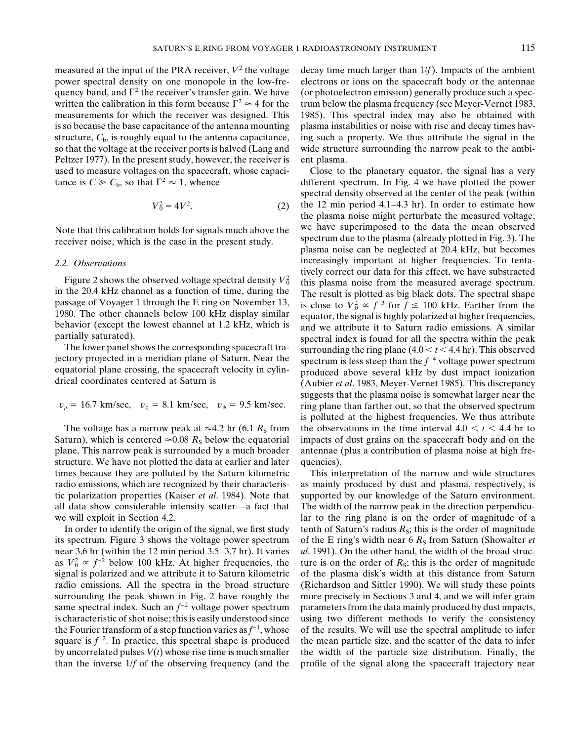measured at the input of the PRA receiver, $V^2$ the voltage power spectral density on one monopole in the low-frequency band, and $\Gamma^2$ the receiver's transfer gain. We have written the calibration in this form because $\Gamma^2 \approx 4$ for the measurements for which the receiver was designed. This is so because the base capacitance of the antenna mounting structure, $C_b$, is roughly equal to the antenna capacitance, so that the voltage at the receiver ports is halved (Lang and Peltzer 1977). In the present study, however, the receiver is used to measure voltages on the spacecraft, whose capacitance is $C \gg C_b$, so that $\Gamma^2 \approx 1$, whence

$$V_0^2 = 4V^2. \tag{2}$$

Note that this calibration holds for signals much above the receiver noise, which is the case in the present study.

### 2.2. Observations

Figure 2 shows the observed voltage spectral density $V_0^2$ in the 20.4 kHz channel as a function of time, during the passage of Voyager 1 through the E ring on November 13, 1980. The other channels below 100 kHz display similar behavior (except the lowest channel at 1.2 kHz, which is partially saturated).

The lower panel shows the corresponding spacecraft trajectory projected in a meridian plane of Saturn. Near the equatorial plane crossing, the spacecraft velocity in cylindrical coordinates centered at Saturn is

$$v_\rho = 16.7 \text{ km/sec}, \quad v_z = 8.1 \text{ km/sec}, \quad v_\phi = 9.5 \text{ km/sec}.$$

The voltage has a narrow peak at $\approx$4.2 hr (6.1 $R_S$ from Saturn), which is centered $\approx$0.08 $R_S$ below the equatorial plane. This narrow peak is surrounded by a much broader structure. We have not plotted the data at earlier and later times because they are polluted by the Saturn kilometric radio emissions, which are recognized by their characteristic polarization properties (Kaiser *et al*. 1984). Note that all data show considerable intensity scatter—a fact that we will exploit in Section 4.2.

In order to identify the origin of the signal, we first study its spectrum. Figure 3 shows the voltage power spectrum near 3.6 hr (within the 12 min period 3.5–3.7 hr). It varies as $V_0^2 \propto f^{-2}$ below 100 kHz. At higher frequencies, the signal is polarized and we attribute it to Saturn kilometric radio emissions. All the spectra in the broad structure surrounding the peak shown in Fig. 2 have roughly the same spectral index. Such an $f^{-2}$ voltage power spectrum is characteristic of shot noise; this is easily understood since the Fourier transform of a step function varies as $f^{-1}$, whose square is $f^{-2}$. In practice, this spectral shape is produced by uncorrelated pulses $V(t)$ whose rise time is much smaller than the inverse $1/f$ of the observing frequency (and the decay time much larger than $1/f$). Impacts of the ambient electrons or ions on the spacecraft body or the antennae (or photoelectron emission) generally produce such a spectrum below the plasma frequency (see Meyer-Vernet 1983, 1985). This spectral index may also be obtained with plasma instabilities or noise with rise and decay times having such a property. We thus attribute the signal in the wide structure surrounding the narrow peak to the ambient plasma.

Close to the planetary equator, the signal has a very different spectrum. In Fig. 4 we have plotted the power spectral density observed at the center of the peak (within the 12 min period 4.1–4.3 hr). In order to estimate how the plasma noise might perturbate the measured voltage, we have superimposed to the data the mean observed spectrum due to the plasma (already plotted in Fig. 3). The plasma noise can be neglected at 20.4 kHz, but becomes increasingly important at higher frequencies. To tentatively correct our data for this effect, we have substracted this plasma noise from the measured average spectrum. The result is plotted as big black dots. The spectral shape is close to $V_0^2 \propto f^{-3}$ for $f \leq 100$ kHz. Farther from the equator, the signal is highly polarized at higher frequencies, and we attribute it to Saturn radio emissions. A similar spectral index is found for all the spectra within the peak surrounding the ring plane ($4.0 < t < 4.4$ hr). This observed spectrum is less steep than the $f^{-4}$ voltage power spectrum produced above several kHz by dust impact ionization (Aubier *et al*. 1983, Meyer-Vernet 1985). This discrepancy suggests that the plasma noise is somewhat larger near the ring plane than farther out, so that the observed spectrum is polluted at the highest frequencies. We thus attribute the observations in the time interval $4.0 < t < 4.4$ hr to impacts of dust grains on the spacecraft body and on the antennae (plus a contribution of plasma noise at high frequencies).

This interpretation of the narrow and wide structures as mainly produced by dust and plasma, respectively, is supported by our knowledge of the Saturn environment. The width of the narrow peak in the direction perpendicular to the ring plane is on the order of magnitude of a tenth of Saturn's radius $R_S$; this is the order of magnitude of the E ring's width near 6 $R_S$ from Saturn (Showalter *et al*. 1991). On the other hand, the width of the broad structure is on the order of $R_S$; this is the order of magnitude of the plasma disk's width at this distance from Saturn (Richardson and Sittler 1990). We will study these points more precisely in Sections 3 and 4, and we will infer grain parameters from the data mainly produced by dust impacts, using two different methods to verify the consistency of the results. We will use the spectral amplitude to infer the mean particle size, and the scatter of the data to infer the width of the particle size distribution. Finally, the profile of the signal along the spacecraft trajectory near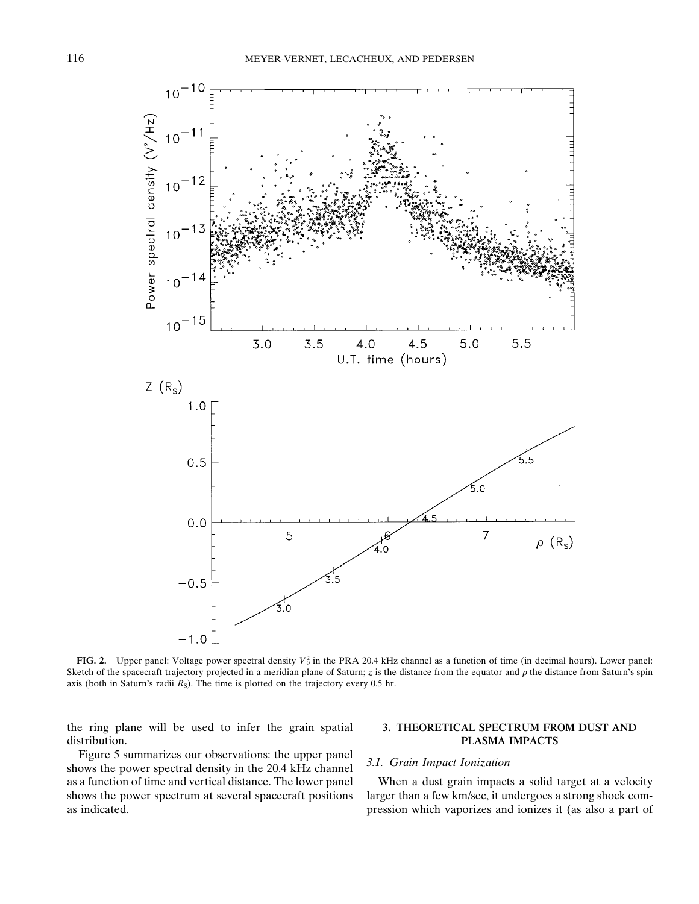**FIG. 2.** Upper panel: Voltage power spectral density $V_0^2$ in the PRA 20.4 kHz channel as a function of time (in decimal hours). Lower panel: Sketch of the spacecraft trajectory projected in a meridian plane of Saturn; $z$ is the distance from the equator and $\rho$ the distance from Saturn's spin axis (both in Saturn's radii $R_S$). The time is plotted on the trajectory every 0.5 hr.

the ring plane will be used to infer the grain spatial distribution.

Figure 5 summarizes our observations: the upper panel shows the power spectral density in the 20.4 kHz channel as a function of time and vertical distance. The lower panel shows the power spectrum at several spacecraft positions as indicated.

## 3. THEORETICAL SPECTRUM FROM DUST AND PLASMA IMPACTS

### *3.1. Grain Impact Ionization*

When a dust grain impacts a solid target at a velocity larger than a few km/sec, it undergoes a strong shock compression which vaporizes and ionizes it (as also a part of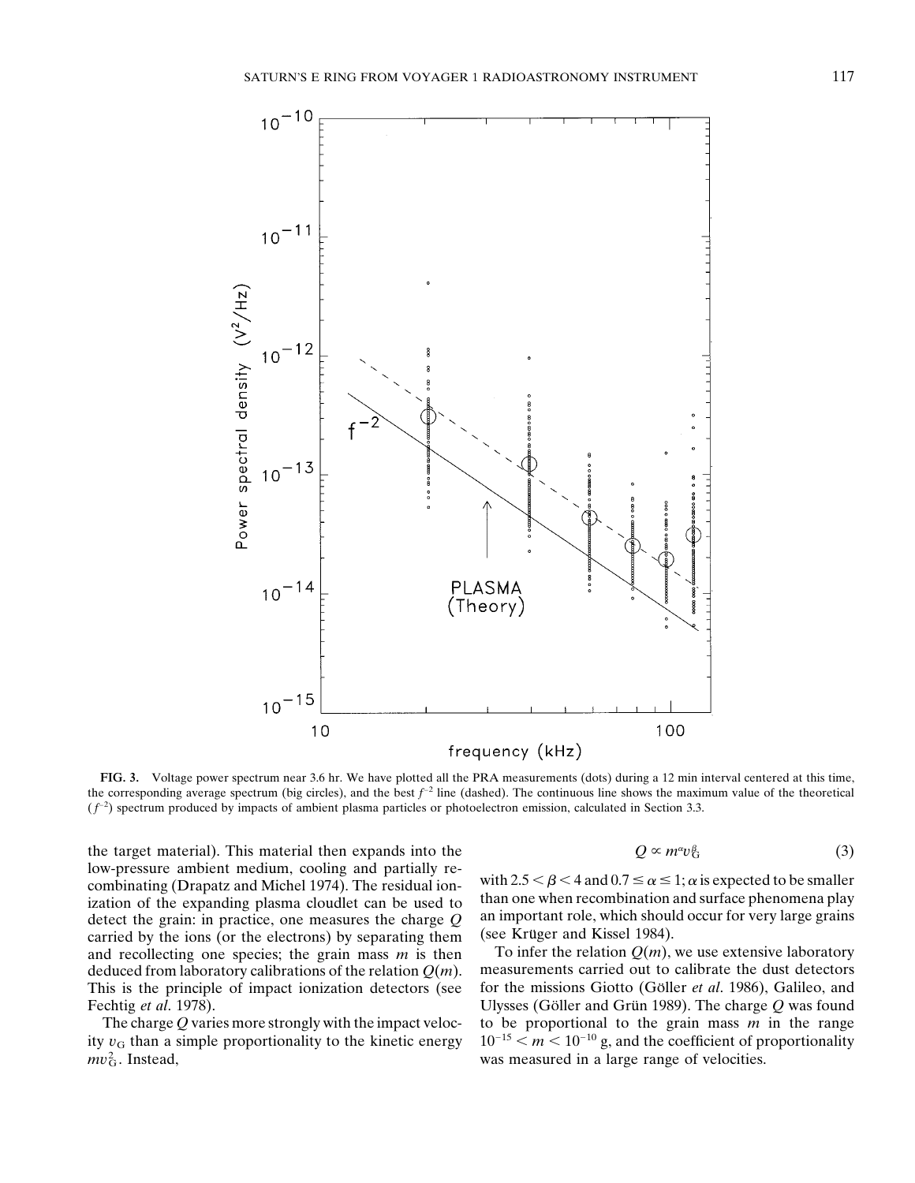**FIG. 3.** Voltage power spectrum near 3.6 hr. We have plotted all the PRA measurements (dots) during a 12 min interval centered at this time, the corresponding average spectrum (big circles), and the best $f^{-2}$ line (dashed). The continuous line shows the maximum value of the theoretical ($f^{-2}$) spectrum produced by impacts of ambient plasma particles or photoelectron emission, calculated in Section 3.3.

the target material). This material then expands into the low-pressure ambient medium, cooling and partially recombinating (Drapatz and Michel 1974). The residual ionization of the expanding plasma cloudlet can be used to detect the grain: in practice, one measures the charge $Q$ carried by the ions (or the electrons) by separating them and recollecting one species; the grain mass $m$ is then deduced from laboratory calibrations of the relation $Q(m)$. This is the principle of impact ionization detectors (see Fechtig *et al.* 1978).

The charge $Q$ varies more strongly with the impact velocity $v_G$ than a simple proportionality to the kinetic energy $mv_G^2$. Instead,

$$Q \propto m^{\alpha} v_G^{\beta} \tag{3}$$

with $2.5 < \beta < 4$ and $0.7 \leq \alpha \leq 1$; $\alpha$ is expected to be smaller than one when recombination and surface phenomena play an important role, which should occur for very large grains (see Krüger and Kissel 1984).

To infer the relation $Q(m)$, we use extensive laboratory measurements carried out to calibrate the dust detectors for the missions Giotto (Göller *et al.* 1986), Galileo, and Ulysses (Göller and Grün 1989). The charge $Q$ was found to be proportional to the grain mass $m$ in the range $10^{-15} < m < 10^{-10}$ g, and the coefficient of proportionality was measured in a large range of velocities.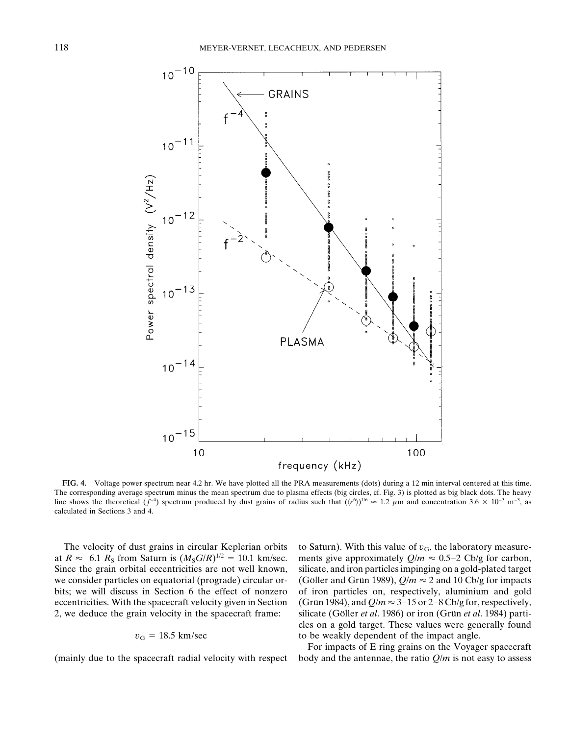**FIG. 4.** Voltage power spectrum near 4.2 hr. We have plotted all the PRA measurements (dots) during a 12 min interval centered at this time. The corresponding average spectrum minus the mean spectrum due to plasma effects (big circles, cf. Fig. 3) is plotted as big black dots. The heavy line shows the theoretical ($f^{-4}$) spectrum produced by dust grains of radius such that $(\langle r^6 \rangle)^{1/6} \approx 1.2\ \mu$m and concentration $3.6 \times 10^{-3}$ m$^{-3}$, as calculated in Sections 3 and 4.

The velocity of dust grains in circular Keplerian orbits at $R \approx 6.1\ R_S$ from Saturn is $(M_S G/R)^{1/2} = 10.1$ km/sec. Since the grain orbital eccentricities are not well known, we consider particles on equatorial (prograde) circular orbits; we will discuss in Section 6 the effect of nonzero eccentricities. With the spacecraft velocity given in Section 2, we deduce the grain velocity in the spacecraft frame:

$$v_G = 18.5 \text{ km/sec}$$

(mainly due to the spacecraft radial velocity with respect to Saturn). With this value of $v_G$, the laboratory measurements give approximately $Q/m \approx 0.5$–$2$ Cb/g for carbon, silicate, and iron particles impinging on a gold-plated target (Göller and Grün 1989), $Q/m \approx 2$ and 10 Cb/g for impacts of iron particles on, respectively, aluminium and gold (Grün 1984), and $Q/m \approx 3$–$15$ or $2$–$8$ Cb/g for, respectively, silicate (Göller *et al*. 1986) or iron (Grün *et al*. 1984) particles on a gold target. These values were generally found to be weakly dependent of the impact angle.

For impacts of E ring grains on the Voyager spacecraft body and the antennae, the ratio $Q/m$ is not easy to assess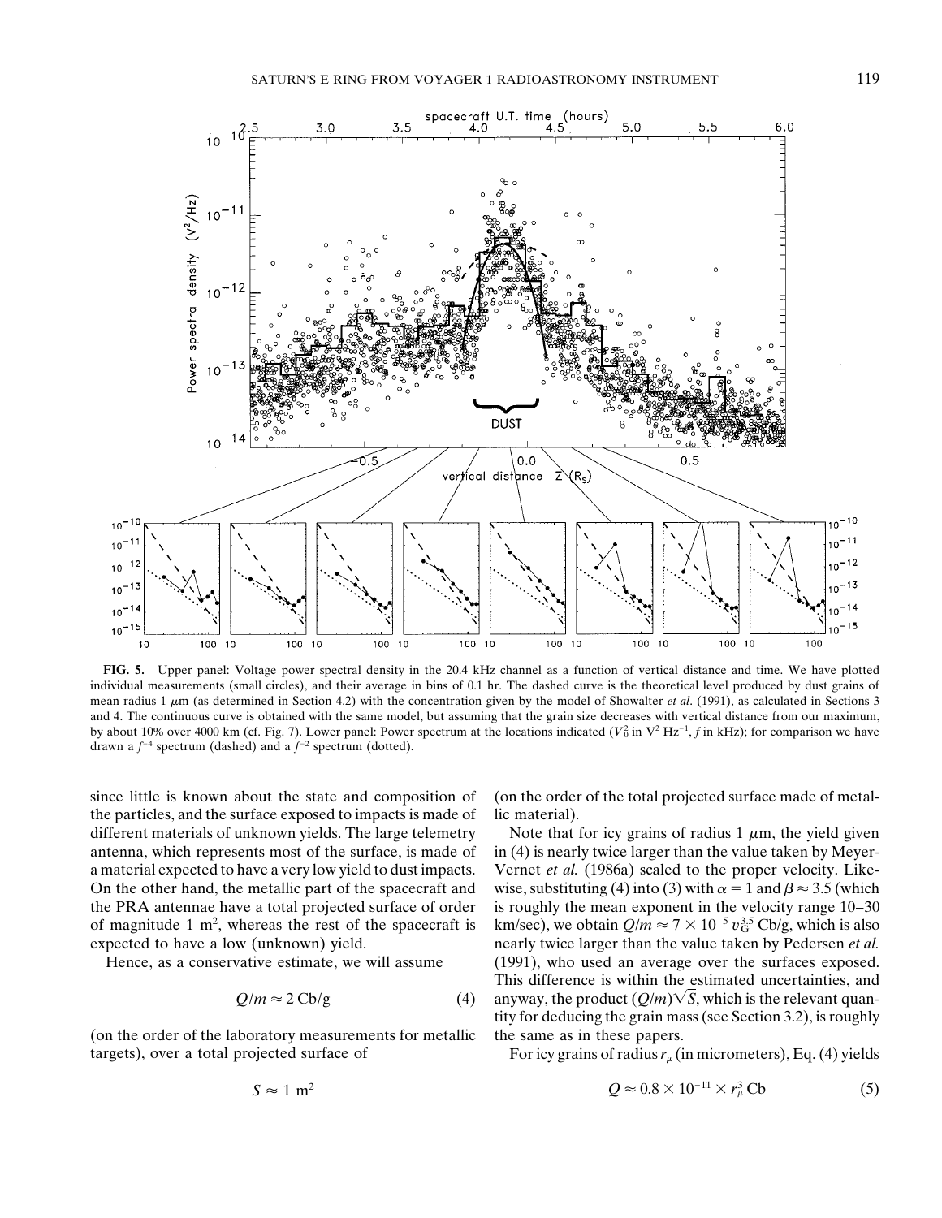**FIG. 5.** Upper panel: Voltage power spectral density in the 20.4 kHz channel as a function of vertical distance and time. We have plotted individual measurements (small circles), and their average in bins of 0.1 hr. The dashed curve is the theoretical level produced by dust grains of mean radius 1 $\mu$m (as determined in Section 4.2) with the concentration given by the model of Showalter *et al*. (1991), as calculated in Sections 3 and 4. The continuous curve is obtained with the same model, but assuming that the grain size decreases with vertical distance from our maximum, by about 10% over 4000 km (cf. Fig. 7). Lower panel: Power spectrum at the locations indicated ($V_0^2$ in $V^2$ $Hz^{-1}$, $f$ in kHz); for comparison we have drawn a $f^{-4}$ spectrum (dashed) and a $f^{-2}$ spectrum (dotted).

since little is known about the state and composition of the particles, and the surface exposed to impacts is made of different materials of unknown yields. The large telemetry antenna, which represents most of the surface, is made of a material expected to have a very low yield to dust impacts. On the other hand, the metallic part of the spacecraft and the PRA antennae have a total projected surface of order of magnitude 1 m$^2$, whereas the rest of the spacecraft is expected to have a low (unknown) yield.

Hence, as a conservative estimate, we will assume

$$Q/m \approx 2 \text{ Cb/g} \tag{4}$$

(on the order of the laboratory measurements for metallic targets), over a total projected surface of

$$S \approx 1 \text{ m}^2$$

(on the order of the total projected surface made of metallic material).

Note that for icy grains of radius 1 $\mu$m, the yield given in (4) is nearly twice larger than the value taken by Meyer-Vernet *et al.* (1986a) scaled to the proper velocity. Likewise, substituting (4) into (3) with $\alpha = 1$ and $\beta \approx 3.5$ (which is roughly the mean exponent in the velocity range 10–30 km/sec), we obtain $Q/m \approx 7 \times 10^{-5}\, v_G^{3.5}$ Cb/g, which is also nearly twice larger than the value taken by Pedersen *et al.* (1991), who used an average over the surfaces exposed. This difference is within the estimated uncertainties, and anyway, the product $(Q/m)\sqrt{S}$, which is the relevant quantity for deducing the grain mass (see Section 3.2), is roughly the same as in these papers.

For icy grains of radius $r_\mu$ (in micrometers), Eq. (4) yields

$$Q \approx 0.8 \times 10^{-11} \times r_\mu^3 \text{ Cb} \tag{5}$$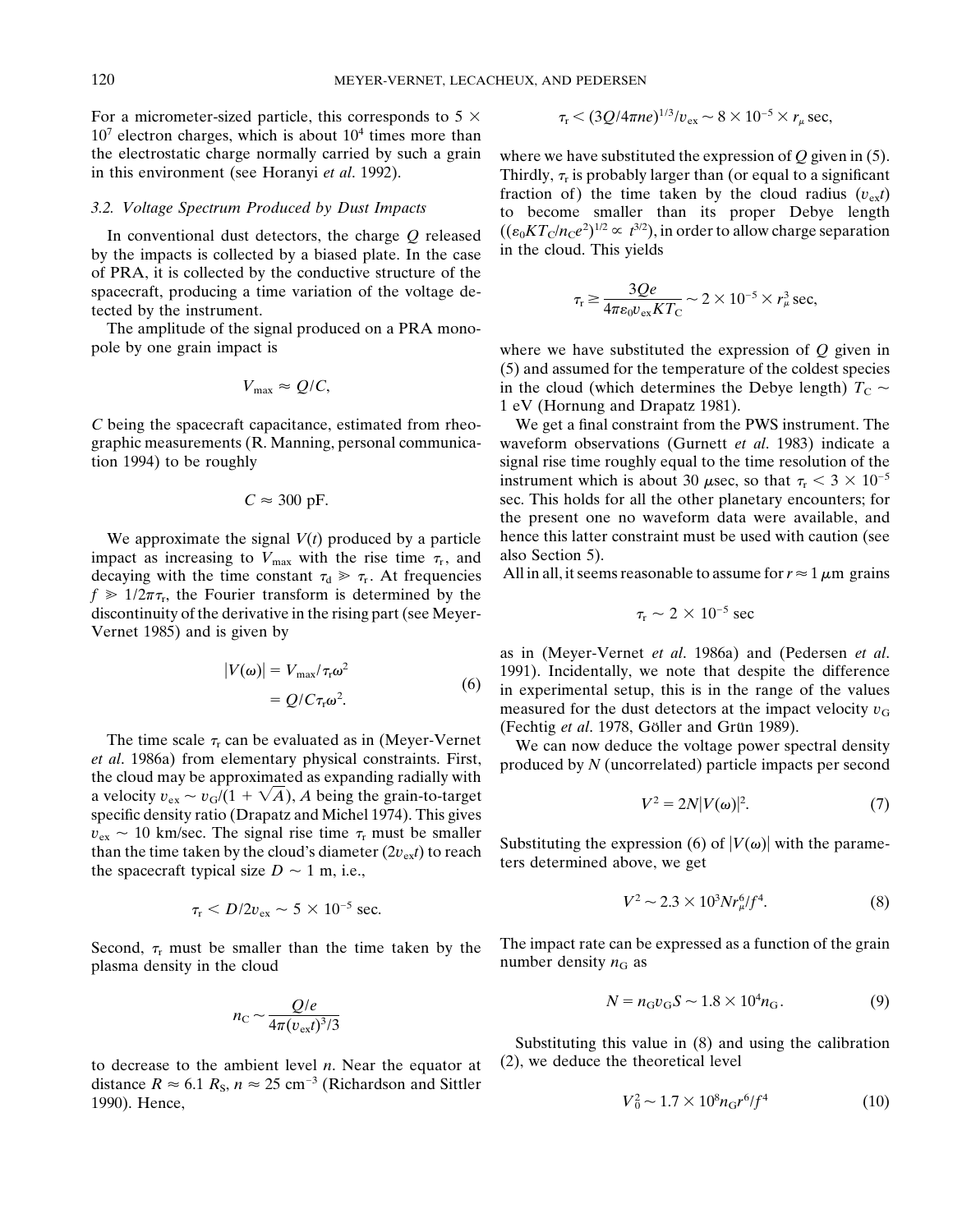For a micrometer-sized particle, this corresponds to $5 \times 10^7$ electron charges, which is about $10^4$ times more than the electrostatic charge normally carried by such a grain in this environment (see Horanyi *et al*. 1992).

### 3.2. Voltage Spectrum Produced by Dust Impacts

In conventional dust detectors, the charge $Q$ released by the impacts is collected by a biased plate. In the case of PRA, it is collected by the conductive structure of the spacecraft, producing a time variation of the voltage detected by the instrument.

The amplitude of the signal produced on a PRA monopole by one grain impact is

$$V_{\max} \approx Q/C,$$

$C$ being the spacecraft capacitance, estimated from rheographic measurements (R. Manning, personal communication 1994) to be roughly

$$C \approx 300 \text{ pF}.$$

We approximate the signal $V(t)$ produced by a particle impact as increasing to $V_{\max}$ with the rise time $\tau_r$, and decaying with the time constant $\tau_d \gg \tau_r$. At frequencies $f \gg 1/2\pi\tau_r$, the Fourier transform is determined by the discontinuity of the derivative in the rising part (see Meyer-Vernet 1985) and is given by

$$\begin{aligned} |V(\omega)| &= V_{\max}/\tau_r\omega^2 \\ &= Q/C\tau_r\omega^2. \end{aligned} \tag{6}$$

The time scale $\tau_r$ can be evaluated as in (Meyer-Vernet *et al*. 1986a) from elementary physical constraints. First, the cloud may be approximated as expanding radially with a velocity $v_{ex} \sim v_G/(1 + \sqrt{A})$, $A$ being the grain-to-target specific density ratio (Drapatz and Michel 1974). This gives $v_{ex} \sim 10$ km/sec. The signal rise time $\tau_r$ must be smaller than the time taken by the cloud's diameter ($2v_{ex}t$) to reach the spacecraft typical size $D \sim 1$ m, i.e.,

$$\tau_r < D/2v_{ex} \sim 5 \times 10^{-5} \text{ sec}.$$

Second, $\tau_r$ must be smaller than the time taken by the plasma density in the cloud

$$n_C \sim \frac{Q/e}{4\pi(v_{ex}t)^3/3}$$

to decrease to the ambient level $n$. Near the equator at distance $R \approx 6.1\ R_S$, $n \approx 25$ cm$^{-3}$ (Richardson and Sittler 1990). Hence,

$$\tau_r < (3Q/4\pi ne)^{1/3}/v_{ex} \sim 8 \times 10^{-5} \times r_\mu \text{ sec},$$

where we have substituted the expression of $Q$ given in (5). Thirdly, $\tau_r$ is probably larger than (or equal to a significant fraction of) the time taken by the cloud radius ($v_{ex}t$) to become smaller than its proper Debye length ($(\varepsilon_0 KT_C/n_C e^2)^{1/2} \propto t^{3/2}$), in order to allow charge separation in the cloud. This yields

$$\tau_r \geq \frac{3Qe}{4\pi\varepsilon_0 v_{ex} KT_C} \sim 2 \times 10^{-5} \times r_\mu^3 \text{ sec},$$

where we have substituted the expression of $Q$ given in (5) and assumed for the temperature of the coldest species in the cloud (which determines the Debye length) $T_C \sim 1$ eV (Hornung and Drapatz 1981).

We get a final constraint from the PWS instrument. The waveform observations (Gurnett *et al*. 1983) indicate a signal rise time roughly equal to the time resolution of the instrument which is about 30 $\mu$sec, so that $\tau_r < 3 \times 10^{-5}$ sec. This holds for all the other planetary encounters; for the present one no waveform data were available, and hence this latter constraint must be used with caution (see also Section 5).

All in all, it seems reasonable to assume for $r \approx 1\ \mu$m grains

$$\tau_r \sim 2 \times 10^{-5} \text{ sec}$$

as in (Meyer-Vernet *et al*. 1986a) and (Pedersen *et al*. 1991). Incidentally, we note that despite the difference in experimental setup, this is in the range of the values measured for the dust detectors at the impact velocity $v_G$ (Fechtig *et al*. 1978, Göller and Grün 1989).

We can now deduce the voltage power spectral density produced by $N$ (uncorrelated) particle impacts per second

$$V^2 = 2N|V(\omega)|^2. \tag{7}$$

Substituting the expression (6) of $|V(\omega)|$ with the parameters determined above, we get

$$V^2 \sim 2.3 \times 10^3 N r_\mu^6/f^4. \tag{8}$$

The impact rate can be expressed as a function of the grain number density $n_G$ as

$$N = n_G v_G S \sim 1.8 \times 10^4 n_G. \tag{9}$$

Substituting this value in (8) and using the calibration (2), we deduce the theoretical level

$$V_0^2 \sim 1.7 \times 10^8 n_G r^6/f^4 \tag{10}$$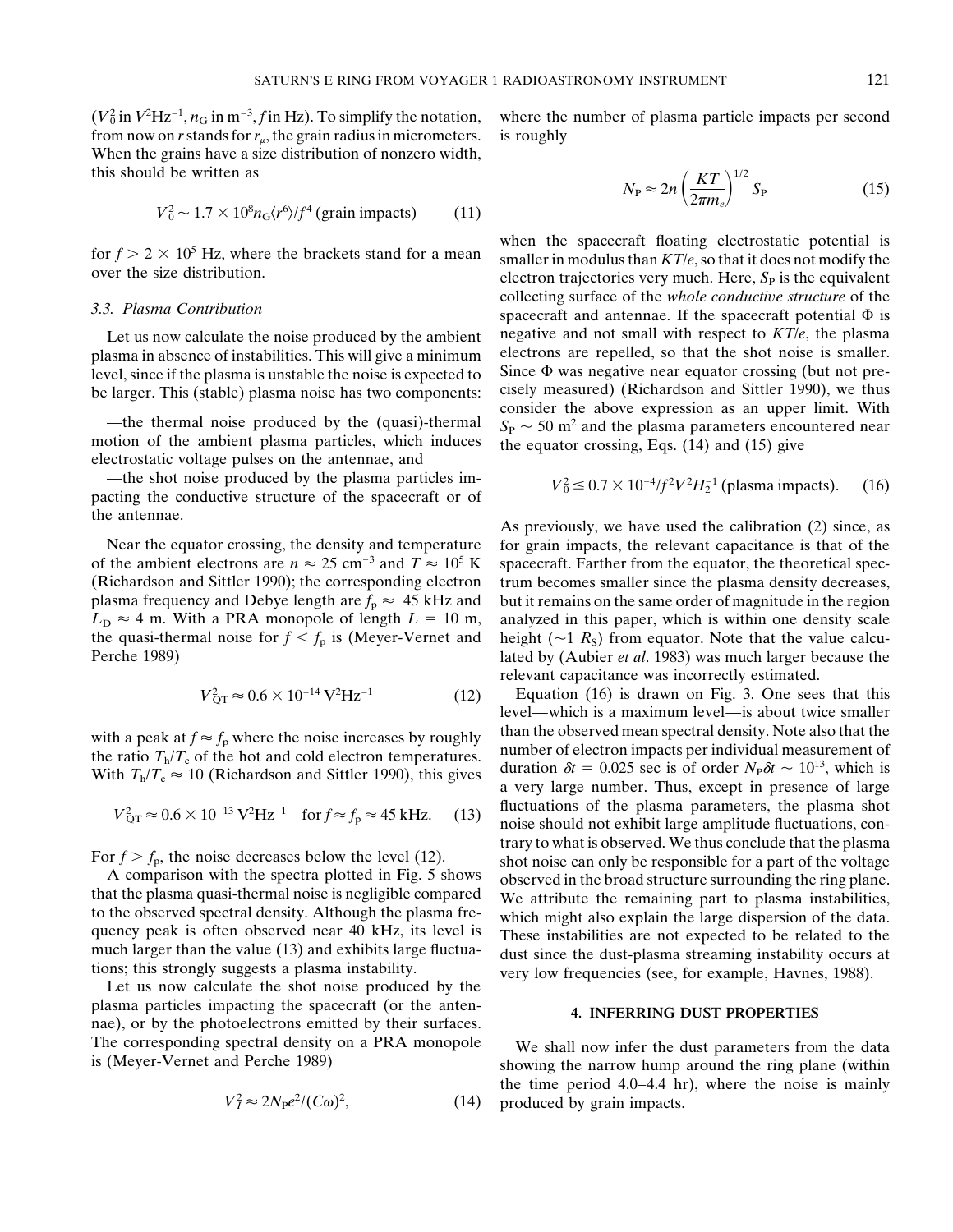($V_0^2$ in $V^2Hz^{-1}$, $n_G$ in $m^{-3}$, $f$ in Hz). To simplify the notation, from now on $r$ stands for $r_\mu$, the grain radius in micrometers. When the grains have a size distribution of nonzero width, this should be written as

$$V_0^2 \sim 1.7 \times 10^8 n_G \langle r^6 \rangle / f^4 \text{ (grain impacts)} \tag{11}$$

for $f > 2 \times 10^5$ Hz, where the brackets stand for a mean over the size distribution.

### 3.3. Plasma Contribution

Let us now calculate the noise produced by the ambient plasma in absence of instabilities. This will give a minimum level, since if the plasma is unstable the noise is expected to be larger. This (stable) plasma noise has two components:

—the thermal noise produced by the (quasi)-thermal motion of the ambient plasma particles, which induces electrostatic voltage pulses on the antennae, and

—the shot noise produced by the plasma particles impacting the conductive structure of the spacecraft or of the antennae.

Near the equator crossing, the density and temperature of the ambient electrons are $n \approx 25$ cm$^{-3}$ and $T \approx 10^5$ K (Richardson and Sittler 1990); the corresponding electron plasma frequency and Debye length are $f_p \approx$ 45 kHz and $L_D \approx 4$ m. With a PRA monopole of length $L = 10$ m, the quasi-thermal noise for $f < f_p$ is (Meyer-Vernet and Perche 1989)

$$V_{QT}^2 \approx 0.6 \times 10^{-14} \text{ V}^2\text{Hz}^{-1} \tag{12}$$

with a peak at $f \approx f_p$ where the noise increases by roughly the ratio $T_h/T_c$ of the hot and cold electron temperatures. With $T_h/T_c \approx 10$ (Richardson and Sittler 1990), this gives

$$V_{QT}^2 \approx 0.6 \times 10^{-13} \text{ V}^2\text{Hz}^{-1} \quad \text{for } f \approx f_p \approx 45 \text{ kHz}. \tag{13}$$

For $f > f_p$, the noise decreases below the level (12).

A comparison with the spectra plotted in Fig. 5 shows that the plasma quasi-thermal noise is negligible compared to the observed spectral density. Although the plasma frequency peak is often observed near 40 kHz, its level is much larger than the value (13) and exhibits large fluctuations; this strongly suggests a plasma instability.

Let us now calculate the shot noise produced by the plasma particles impacting the spacecraft (or the antennae), or by the photoelectrons emitted by their surfaces. The corresponding spectral density on a PRA monopole is (Meyer-Vernet and Perche 1989)

$$V_I^2 \approx 2N_P e^2/(C\omega)^2, \tag{14}$$

where the number of plasma particle impacts per second is roughly

$$N_P \approx 2n \left(\frac{KT}{2\pi m_e}\right)^{1/2} S_P \tag{15}$$

when the spacecraft floating electrostatic potential is smaller in modulus than $KT/e$, so that it does not modify the electron trajectories very much. Here, $S_P$ is the equivalent collecting surface of the *whole conductive structure* of the spacecraft and antennae. If the spacecraft potential $\Phi$ is negative and not small with respect to $KT/e$, the plasma electrons are repelled, so that the shot noise is smaller. Since $\Phi$ was negative near equator crossing (but not precisely measured) (Richardson and Sittler 1990), we thus consider the above expression as an upper limit. With $S_P \sim 50$ m$^2$ and the plasma parameters encountered near the equator crossing, Eqs. (14) and (15) give

$$V_0^2 \leq 0.7 \times 10^{-4}/f^2 V^2 H_2^{-1} \text{ (plasma impacts)}. \tag{16}$$

As previously, we have used the calibration (2) since, as for grain impacts, the relevant capacitance is that of the spacecraft. Farther from the equator, the theoretical spectrum becomes smaller since the plasma density decreases, but it remains on the same order of magnitude in the region analyzed in this paper, which is within one density scale height ($\sim$1 $R_S$) from equator. Note that the value calculated by (Aubier *et al*. 1983) was much larger because the relevant capacitance was incorrectly estimated.

Equation (16) is drawn on Fig. 3. One sees that this level—which is a maximum level—is about twice smaller than the observed mean spectral density. Note also that the number of electron impacts per individual measurement of duration $\delta t = 0.025$ sec is of order $N_P \delta t \sim 10^{13}$, which is a very large number. Thus, except in presence of large fluctuations of the plasma parameters, the plasma shot noise should not exhibit large amplitude fluctuations, contrary to what is observed. We thus conclude that the plasma shot noise can only be responsible for a part of the voltage observed in the broad structure surrounding the ring plane. We attribute the remaining part to plasma instabilities, which might also explain the large dispersion of the data. These instabilities are not expected to be related to the dust since the dust-plasma streaming instability occurs at very low frequencies (see, for example, Havnes, 1988).

## 4. INFERRING DUST PROPERTIES

We shall now infer the dust parameters from the data showing the narrow hump around the ring plane (within the time period 4.0–4.4 hr), where the noise is mainly produced by grain impacts.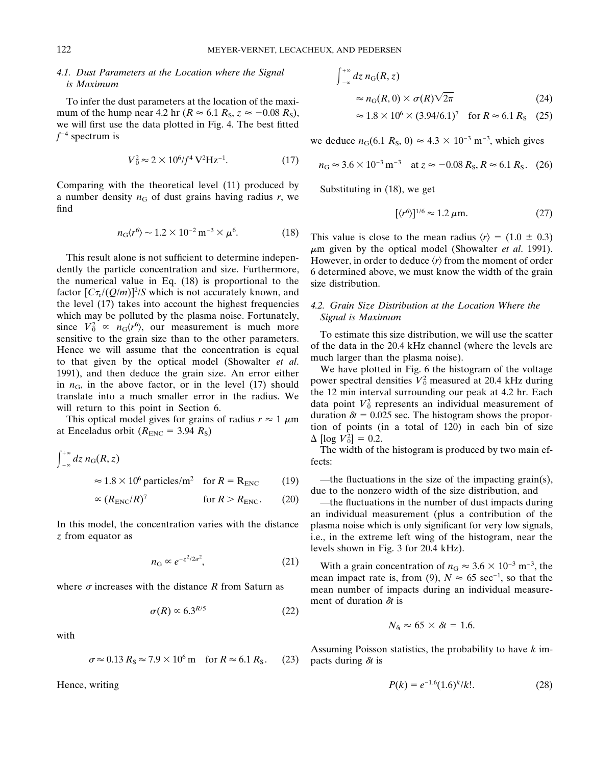### 4.1. Dust Parameters at the Location where the Signal is Maximum

To infer the dust parameters at the location of the maximum of the hump near 4.2 hr ($R \approx 6.1\ R_S$, $z \approx -0.08\ R_S$), we will first use the data plotted in Fig. 4. The best fitted $f^{-4}$ spectrum is

$$V_0^2 \approx 2 \times 10^6/f^4\ \mathrm{V^2Hz^{-1}}. \tag{17}$$

Comparing with the theoretical level (11) produced by a number density $n_G$ of dust grains having radius $r$, we find

$$n_G\langle r^6\rangle \sim 1.2 \times 10^{-2}\ \mathrm{m^{-3}} \times \mu^6. \tag{18}$$

This result alone is not sufficient to determine independently the particle concentration and size. Furthermore, the numerical value in Eq. (18) is proportional to the factor $[C\tau_r/(Q/m)]^2/S$ which is not accurately known, and the level (17) takes into account the highest frequencies which may be polluted by the plasma noise. Fortunately, since $V_0^2 \propto n_G\langle r^6\rangle$, our measurement is much more sensitive to the grain size than to the other parameters. Hence we will assume that the concentration is equal to that given by the optical model (Showalter *et al.* 1991), and then deduce the grain size. An error either in $n_G$, in the above factor, or in the level (17) should translate into a much smaller error in the radius. We will return to this point in Section 6.

This optical model gives for grains of radius $r \approx 1\ \mu$m at Enceladus orbit ($R_{ENC} = 3.94\ R_S$)

$$\int_{-\infty}^{+\infty} dz\, n_G(R, z) \approx 1.8 \times 10^6\ \text{particles/m}^2 \quad \text{for } R = R_{ENC} \tag{19}$$

$$\propto (R_{ENC}/R)^7 \quad \text{for } R > R_{ENC}. \tag{20}$$

In this model, the concentration varies with the distance $z$ from equator as

$$n_G \propto e^{-z^2/2\sigma^2}, \tag{21}$$

where $\sigma$ increases with the distance $R$ from Saturn as

$$\sigma(R) \propto 6.3^{R/5} \tag{22}$$

with

$$\sigma \approx 0.13\ R_S \approx 7.9 \times 10^6\ \mathrm{m} \quad \text{for } R \approx 6.1\ R_S. \tag{23}$$

Hence, writing

$$\int_{-\infty}^{+\infty} dz\, n_G(R, z) \approx n_G(R, 0) \times \sigma(R)\sqrt{2\pi} \tag{24}$$

$$\approx 1.8 \times 10^6 \times (3.94/6.1)^7 \quad \text{for } R \approx 6.1\ R_S \tag{25}$$

we deduce $n_G(6.1\ R_S, 0) \approx 4.3 \times 10^{-3}\ \mathrm{m^{-3}}$, which gives

$$n_G \approx 3.6 \times 10^{-3}\ \mathrm{m^{-3}} \quad \text{at } z \approx -0.08\ R_S, R \approx 6.1\ R_S. \tag{26}$$

Substituting in (18), we get

$$[\langle r^6\rangle]^{1/6} \approx 1.2\ \mu\mathrm{m}. \tag{27}$$

This value is close to the mean radius $\langle r\rangle = (1.0 \pm 0.3)\ \mu$m given by the optical model (Showalter *et al.* 1991). However, in order to deduce $\langle r\rangle$ from the moment of order 6 determined above, we must know the width of the grain size distribution.

### 4.2. Grain Size Distribution at the Location Where the Signal is Maximum

To estimate this size distribution, we will use the scatter of the data in the 20.4 kHz channel (where the levels are much larger than the plasma noise).

We have plotted in Fig. 6 the histogram of the voltage power spectral densities $V_0^2$ measured at 20.4 kHz during the 12 min interval surrounding our peak at 4.2 hr. Each data point $V_0^2$ represents an individual measurement of duration $\delta t = 0.025$ sec. The histogram shows the proportion of points (in a total of 120) in each bin of size $\Delta\,[\log V_0^2] = 0.2$.

The width of the histogram is produced by two main effects:

—the fluctuations in the size of the impacting grain(s), due to the nonzero width of the size distribution, and

—the fluctuations in the number of dust impacts during an individual measurement (plus a contribution of the plasma noise which is only significant for very low signals, i.e., in the extreme left wing of the histogram, near the levels shown in Fig. 3 for 20.4 kHz).

With a grain concentration of $n_G \approx 3.6 \times 10^{-3}\ \mathrm{m^{-3}}$, the mean impact rate is, from (9), $N \approx 65\ \mathrm{sec^{-1}}$, so that the mean number of impacts during an individual measurement of duration $\delta t$ is

$$N_{\delta t} \approx 65 \times \delta t = 1.6.$$

Assuming Poisson statistics, the probability to have $k$ impacts during $\delta t$ is

$$P(k) = e^{-1.6}(1.6)^k/k!. \tag{28}$$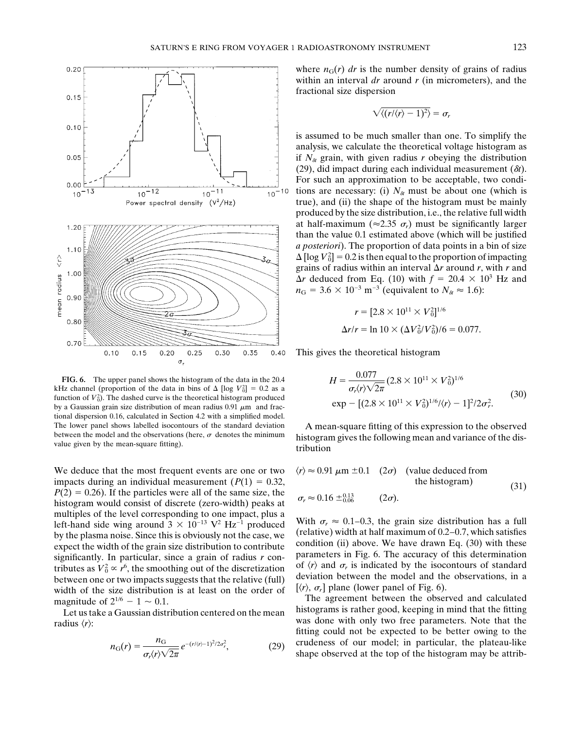FIG. 6. The upper panel shows the histogram of the data in the 20.4 kHz channel (proportion of the data in bins of $\Delta$ [log $V_0^2$] = 0.2 as a function of $V_0^2$). The dashed curve is the theoretical histogram produced by a Gaussian grain size distribution of mean radius 0.91 $\mu$m and fractional dispersion 0.16, calculated in Section 4.2 with a simplified model. The lower panel shows labelled isocontours of the standard deviation between the model and the observations (here, $\sigma$ denotes the minimum value given by the mean-square fitting).

We deduce that the most frequent events are one or two impacts during an individual measurement ($P(1) = 0.32$, $P(2) = 0.26$). If the particles were all of the same size, the histogram would consist of discrete (zero-width) peaks at multiples of the level corresponding to one impact, plus a left-hand side wing around $3 \times 10^{-13}$ V$^2$ Hz$^{-1}$ produced by the plasma noise. Since this is obviously not the case, we expect the width of the grain size distribution to contribute significantly. In particular, since a grain of radius $r$ contributes as $V_0^2 \propto r^6$, the smoothing out of the discretization between one or two impacts suggests that the relative (full) width of the size distribution is at least on the order of magnitude of $2^{1/6} - 1 \sim 0.1$.

Let us take a Gaussian distribution centered on the mean radius $\langle r \rangle$:

$$n_G(r) = \frac{n_G}{\sigma_r \langle r \rangle \sqrt{2\pi}} e^{-(r/\langle r \rangle - 1)^2/2\sigma_r^2}, \tag{29}$$

where $n_G(r)\,dr$ is the number density of grains of radius within an interval $dr$ around $r$ (in micrometers), and the fractional size dispersion

$$\sqrt{\langle (r/\langle r \rangle - 1)^2 \rangle} = \sigma_r$$

is assumed to be much smaller than one. To simplify the analysis, we calculate the theoretical voltage histogram as if $N_{\delta t}$ grain, with given radius $r$ obeying the distribution (29), did impact during each individual measurement ($\delta t$). For such an approximation to be acceptable, two conditions are necessary: (i) $N_{\delta t}$ must be about one (which is true), and (ii) the shape of the histogram must be mainly produced by the size distribution, i.e., the relative full width at half-maximum ($\approx 2.35\ \sigma_r$) must be significantly larger than the value 0.1 estimated above (which will be justified *a posteriori*). The proportion of data points in a bin of size $\Delta$ [log $V_0^2$] = 0.2 is then equal to the proportion of impacting grains of radius within an interval $\Delta r$ around $r$, with $r$ and $\Delta r$ deduced from Eq. (10) with $f = 20.4 \times 10^3$ Hz and $n_G = 3.6 \times 10^{-3}$ m$^{-3}$ (equivalent to $N_{\delta t} \approx 1.6$):

$$r = [2.8 \times 10^{11} \times V_0^2]^{1/6}$$

$$\Delta r / r = \ln 10 \times (\Delta V_0^2 / V_0^2)/6 = 0.077.$$

This gives the theoretical histogram

$$H = \frac{0.077}{\sigma_r \langle r \rangle \sqrt{2\pi}} (2.8 \times 10^{11} \times V_0^2)^{1/6} \exp - [(2.8 \times 10^{11} \times V_0^2)^{1/6} / \langle r \rangle - 1]^2 / 2\sigma_r^2. \tag{30}$$

A mean-square fitting of this expression to the observed histogram gives the following mean and variance of the distribution

$$\langle r \rangle \approx 0.91\ \mu\text{m} \pm 0.1 \quad (2\sigma) \quad \text{(value deduced from the histogram)}$$
$$\sigma_r \approx 0.16\ {}^{\pm 0.13}_{\phantom{\pm} 0.06} \quad (2\sigma). \tag{31}$$

With $\sigma_r \approx 0.1$–$0.3$, the grain size distribution has a full (relative) width at half maximum of 0.2–0.7, which satisfies condition (ii) above. We have drawn Eq. (30) with these parameters in Fig. 6. The accuracy of this determination of $\langle r \rangle$ and $\sigma_r$ is indicated by the isocontours of standard deviation between the model and the observations, in a $[\langle r \rangle, \sigma_r]$ plane (lower panel of Fig. 6).

The agreement between the observed and calculated histograms is rather good, keeping in mind that the fitting was done with only two free parameters. Note that the fitting could not be expected to be better owing to the crudeness of our model; in particular, the plateau-like shape observed at the top of the histogram may be attrib-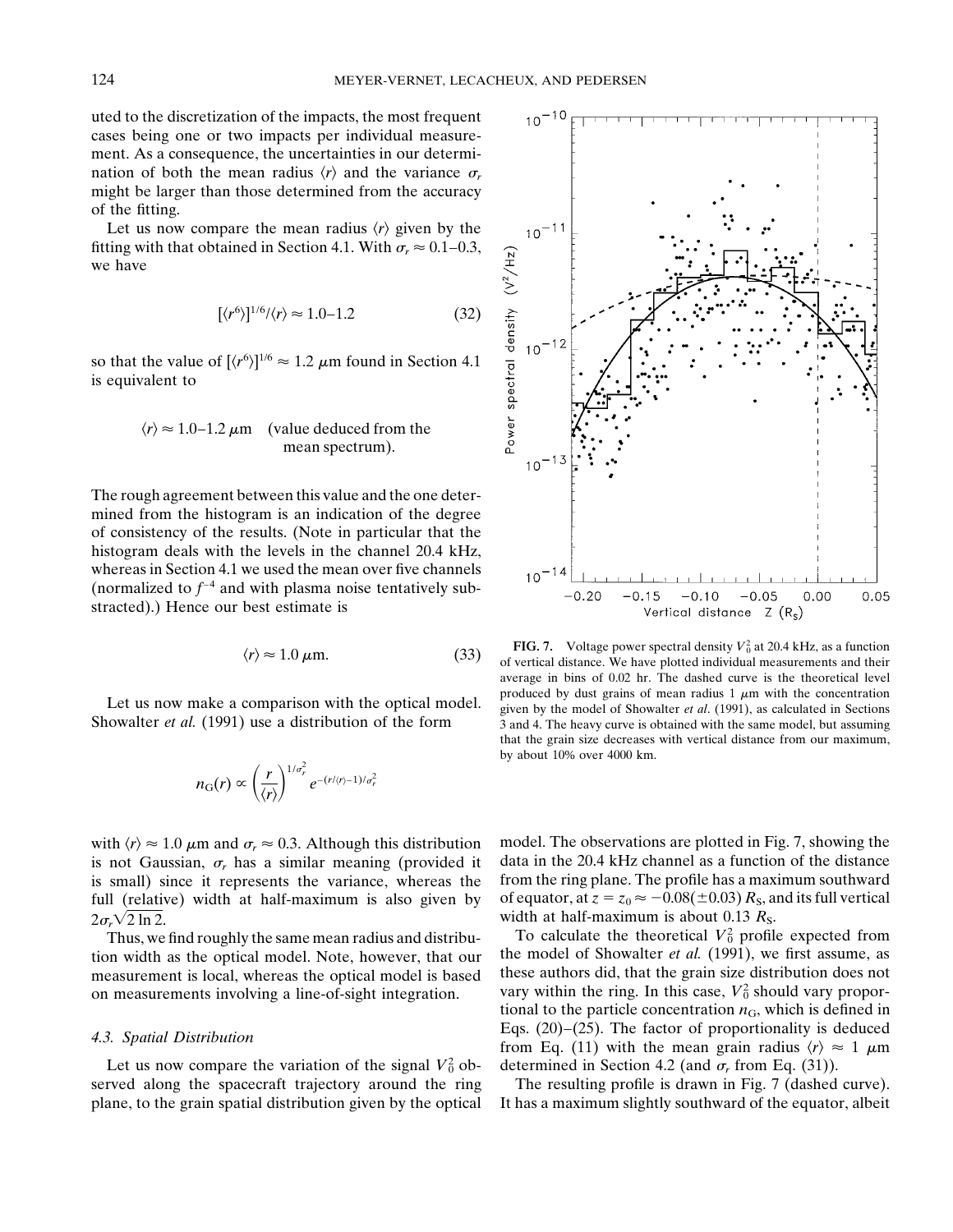uted to the discretization of the impacts, the most frequent cases being one or two impacts per individual measurement. As a consequence, the uncertainties in our determination of both the mean radius $\langle r \rangle$ and the variance $\sigma_r$ might be larger than those determined from the accuracy of the fitting.

Let us now compare the mean radius $\langle r \rangle$ given by the fitting with that obtained in Section 4.1. With $\sigma_r \approx 0.1$–$0.3$, we have

$$[\langle r^6 \rangle]^{1/6}/\langle r \rangle \approx 1.0\text{–}1.2 \tag{32}$$

so that the value of $[\langle r^6 \rangle]^{1/6} \approx 1.2\ \mu$m found in Section 4.1 is equivalent to

$$\langle r \rangle \approx 1.0\text{–}1.2\ \mu\text{m} \quad \text{(value deduced from the mean spectrum).}$$

The rough agreement between this value and the one determined from the histogram is an indication of the degree of consistency of the results. (Note in particular that the histogram deals with the levels in the channel 20.4 kHz, whereas in Section 4.1 we used the mean over five channels (normalized to $f^{-4}$ and with plasma noise tentatively substracted).) Hence our best estimate is

$$\langle r \rangle \approx 1.0\ \mu\text{m}. \tag{33}$$

Let us now make a comparison with the optical model. Showalter *et al.* (1991) use a distribution of the form

$$n_G(r) \propto \left(\frac{r}{\langle r \rangle}\right)^{1/\sigma_r^2} e^{-(r/\langle r \rangle - 1)/\sigma_r^2}$$

with $\langle r \rangle \approx 1.0\ \mu$m and $\sigma_r \approx 0.3$. Although this distribution is not Gaussian, $\sigma_r$ has a similar meaning (provided it is small) since it represents the variance, whereas the full (relative) width at half-maximum is also given by $2\sigma_r\sqrt{2 \ln 2}$.

Thus, we find roughly the same mean radius and distribution width as the optical model. Note, however, that our measurement is local, whereas the optical model is based on measurements involving a line-of-sight integration.

### 4.3. Spatial Distribution

Let us now compare the variation of the signal $V_0^2$ observed along the spacecraft trajectory around the ring plane, to the grain spatial distribution given by the optical model. The observations are plotted in Fig. 7, showing the data in the 20.4 kHz channel as a function of the distance from the ring plane. The profile has a maximum southward of equator, at $z = z_0 \approx -0.08(\pm 0.03)\ R_S$, and its full vertical width at half-maximum is about $0.13\ R_S$.

**FIG. 7.** Voltage power spectral density $V_0^2$ at 20.4 kHz, as a function of vertical distance. We have plotted individual measurements and their average in bins of 0.02 hr. The dashed curve is the theoretical level produced by dust grains of mean radius 1 $\mu$m with the concentration given by the model of Showalter *et al.* (1991), as calculated in Sections 3 and 4. The heavy curve is obtained with the same model, but assuming that the grain size decreases with vertical distance from our maximum, by about 10% over 4000 km.

To calculate the theoretical $V_0^2$ profile expected from the model of Showalter *et al.* (1991), we first assume, as these authors did, that the grain size distribution does not vary within the ring. In this case, $V_0^2$ should vary proportional to the particle concentration $n_G$, which is defined in Eqs. (20)–(25). The factor of proportionality is deduced from Eq. (11) with the mean grain radius $\langle r \rangle \approx 1\ \mu$m determined in Section 4.2 (and $\sigma_r$ from Eq. (31)).

The resulting profile is drawn in Fig. 7 (dashed curve). It has a maximum slightly southward of the equator, albeit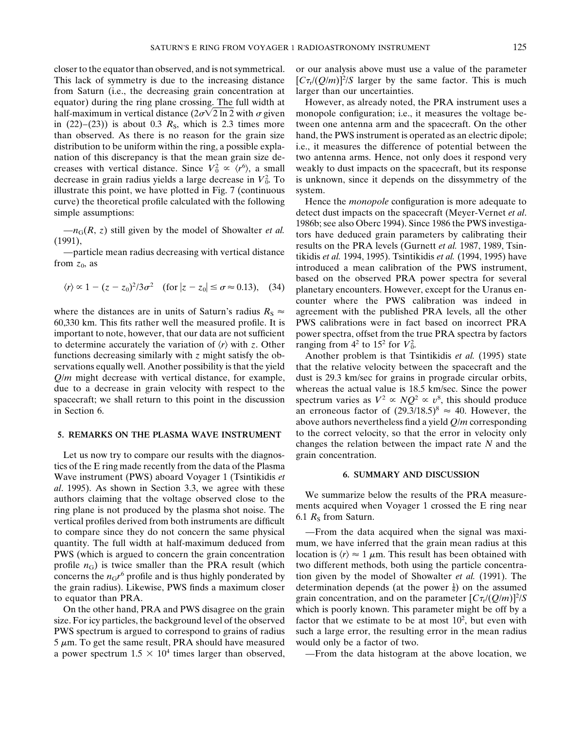closer to the equator than observed, and is not symmetrical. This lack of symmetry is due to the increasing distance from Saturn (i.e., the decreasing grain concentration at equator) during the ring plane crossing. The full width at half-maximum in vertical distance ($2\sigma\sqrt{2 \ln 2}$ with $\sigma$ given in (22)–(23)) is about 0.3 $R_S$, which is 2.3 times more than observed. As there is no reason for the grain size distribution to be uniform within the ring, a possible explanation of this discrepancy is that the mean grain size decreases with vertical distance. Since $V_0^2 \propto \langle r^6 \rangle$, a small decrease in grain radius yields a large decrease in $V_0^2$. To illustrate this point, we have plotted in Fig. 7 (continuous curve) the theoretical profile calculated with the following simple assumptions:

—$n_G(R, z)$ still given by the model of Showalter *et al.* (1991),

—particle mean radius decreasing with vertical distance from $z_0$, as

$$\langle r \rangle \propto 1 - (z - z_0)^2/3\sigma^2 \quad (\text{for } |z - z_0| \leq \sigma \approx 0.13), \quad (34)$$

where the distances are in units of Saturn's radius $R_S \approx$ 60,330 km. This fits rather well the measured profile. It is important to note, however, that our data are not sufficient to determine accurately the variation of $\langle r \rangle$ with $z$. Other functions decreasing similarly with $z$ might satisfy the observations equally well. Another possibility is that the yield $Q/m$ might decrease with vertical distance, for example, due to a decrease in grain velocity with respect to the spacecraft; we shall return to this point in the discussion in Section 6.

## 5. REMARKS ON THE PLASMA WAVE INSTRUMENT

Let us now try to compare our results with the diagnostics of the E ring made recently from the data of the Plasma Wave instrument (PWS) aboard Voyager 1 (Tsintikidis *et al.* 1995). As shown in Section 3.3, we agree with these authors claiming that the voltage observed close to the ring plane is not produced by the plasma shot noise. The vertical profiles derived from both instruments are difficult to compare since they do not concern the same physical quantity. The full width at half-maximum deduced from PWS (which is argued to concern the grain concentration profile $n_G$) is twice smaller than the PRA result (which concerns the $n_G r^6$ profile and is thus highly ponderated by the grain radius). Likewise, PWS finds a maximum closer to equator than PRA.

On the other hand, PRA and PWS disagree on the grain size. For icy particles, the background level of the observed PWS spectrum is argued to correspond to grains of radius 5 $\mu$m. To get the same result, PRA should have measured a power spectrum $1.5 \times 10^4$ times larger than observed, or our analysis above must use a value of the parameter $[C\tau_r/(Q/m)]^2/S$ larger by the same factor. This is much larger than our uncertainties.

However, as already noted, the PRA instrument uses a monopole configuration; i.e., it measures the voltage between one antenna arm and the spacecraft. On the other hand, the PWS instrument is operated as an electric dipole; i.e., it measures the difference of potential between the two antenna arms. Hence, not only does it respond very weakly to dust impacts on the spacecraft, but its response is unknown, since it depends on the dissymmetry of the system.

Hence the *monopole* configuration is more adequate to detect dust impacts on the spacecraft (Meyer-Vernet *et al.* 1986b; see also Oberc 1994). Since 1986 the PWS investigators have deduced grain parameters by calibrating their results on the PRA levels (Gurnett *et al.* 1987, 1989, Tsintikidis *et al.* 1994, 1995). Tsintikidis *et al.* (1994, 1995) have introduced a mean calibration of the PWS instrument, based on the observed PRA power spectra for several planetary encounters. However, except for the Uranus encounter where the PWS calibration was indeed in agreement with the published PRA levels, all the other PWS calibrations were in fact based on incorrect PRA power spectra, offset from the true PRA spectra by factors ranging from $4^2$ to $15^2$ for $V_0^2$.

Another problem is that Tsintikidis *et al.* (1995) state that the relative velocity between the spacecraft and the dust is 29.3 km/sec for grains in prograde circular orbits, whereas the actual value is 18.5 km/sec. Since the power spectrum varies as $V^2 \propto NQ^2 \propto v^8$, this should produce an erroneous factor of $(29.3/18.5)^8 \approx 40$. However, the above authors nevertheless find a yield $Q/m$ corresponding to the correct velocity, so that the error in velocity only changes the relation between the impact rate $N$ and the grain concentration.

## 6. SUMMARY AND DISCUSSION

We summarize below the results of the PRA measurements acquired when Voyager 1 crossed the E ring near 6.1 $R_S$ from Saturn.

—From the data acquired when the signal was maximum, we have inferred that the grain mean radius at this location is $\langle r \rangle \approx 1$ $\mu$m. This result has been obtained with two different methods, both using the particle concentration given by the model of Showalter *et al.* (1991). The determination depends (at the power $\frac{1}{6}$) on the assumed grain concentration, and on the parameter $[C\tau_r/(Q/m)]^2/S$ which is poorly known. This parameter might be off by a factor that we estimate to be at most $10^2$, but even with such a large error, the resulting error in the mean radius would only be a factor of two.

—From the data histogram at the above location, we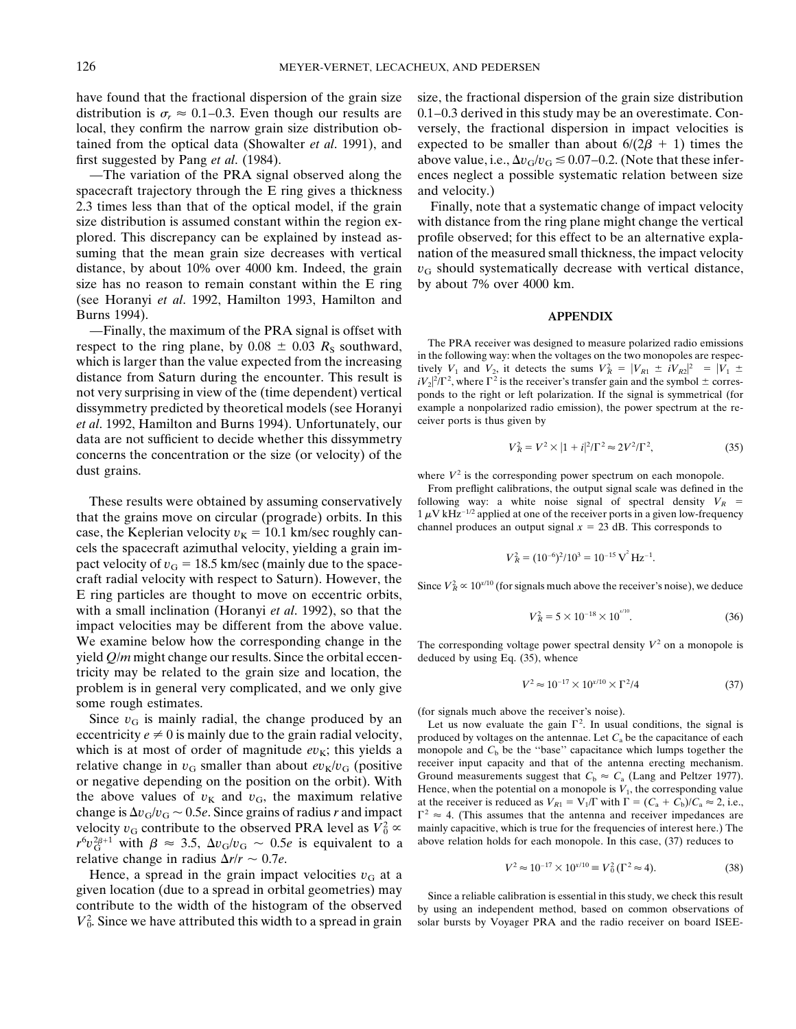have found that the fractional dispersion of the grain size distribution is $\sigma_r \approx 0.1$–$0.3$. Even though our results are local, they confirm the narrow grain size distribution obtained from the optical data (Showalter *et al*. 1991), and first suggested by Pang *et al*. (1984).

—The variation of the PRA signal observed along the spacecraft trajectory through the E ring gives a thickness 2.3 times less than that of the optical model, if the grain size distribution is assumed constant within the region explored. This discrepancy can be explained by instead assuming that the mean grain size decreases with vertical distance, by about 10% over 4000 km. Indeed, the grain size has no reason to remain constant within the E ring (see Horanyi *et al*. 1992, Hamilton 1993, Hamilton and Burns 1994).

—Finally, the maximum of the PRA signal is offset with respect to the ring plane, by $0.08 \pm 0.03\ R_S$ southward, which is larger than the value expected from the increasing distance from Saturn during the encounter. This result is not very surprising in view of the (time dependent) vertical dissymmetry predicted by theoretical models (see Horanyi *et al*. 1992, Hamilton and Burns 1994). Unfortunately, our data are not sufficient to decide whether this dissymmetry concerns the concentration or the size (or velocity) of the dust grains.

These results were obtained by assuming conservatively that the grains move on circular (prograde) orbits. In this case, the Keplerian velocity $v_K = 10.1$ km/sec roughly cancels the spacecraft azimuthal velocity, yielding a grain impact velocity of $v_G = 18.5$ km/sec (mainly due to the spacecraft radial velocity with respect to Saturn). However, the E ring particles are thought to move on eccentric orbits, with a small inclination (Horanyi *et al*. 1992), so that the impact velocities may be different from the above value. We examine below how the corresponding change in the yield $Q/m$ might change our results. Since the orbital eccentricity may be related to the grain size and location, the problem is in general very complicated, and we only give some rough estimates.

Since $v_G$ is mainly radial, the change produced by an eccentricity $e \neq 0$ is mainly due to the grain radial velocity, which is at most of order of magnitude $ev_K$; this yields a relative change in $v_G$ smaller than about $ev_K/v_G$ (positive or negative depending on the position on the orbit). With the above values of $v_K$ and $v_G$, the maximum relative change is $\Delta v_G/v_G \sim 0.5e$. Since grains of radius $r$ and impact velocity $v_G$ contribute to the observed PRA level as $V_0^2 \propto r^6 v_G^{2\beta+1}$ with $\beta \approx 3.5$, $\Delta v_G/v_G \sim 0.5e$ is equivalent to a relative change in radius $\Delta r/r \sim 0.7e$.

Hence, a spread in the grain impact velocities $v_G$ at a given location (due to a spread in orbital geometries) may contribute to the width of the histogram of the observed $V_0^2$. Since we have attributed this width to a spread in grain size, the fractional dispersion of the grain size distribution 0.1–0.3 derived in this study may be an overestimate. Conversely, the fractional dispersion in impact velocities is expected to be smaller than about $6/(2\beta + 1)$ times the above value, i.e., $\Delta v_G/v_G \lesssim 0.07$–$0.2$. (Note that these inferences neglect a possible systematic relation between size and velocity.)

Finally, note that a systematic change of impact velocity with distance from the ring plane might change the vertical profile observed; for this effect to be an alternative explanation of the measured small thickness, the impact velocity $v_G$ should systematically decrease with vertical distance, by about 7% over 4000 km.

## APPENDIX

The PRA receiver was designed to measure polarized radio emissions in the following way: when the voltages on the two monopoles are respectively $V_1$ and $V_2$, it detects the sums $V_R^2 = |V_{R1} \pm iV_{R2}|^2 = |V_1 \pm iV_2|^2/\Gamma^2$, where $\Gamma^2$ is the receiver's transfer gain and the symbol $\pm$ corresponds to the right or left polarization. If the signal is symmetrical (for example a nonpolarized radio emission), the power spectrum at the receiver ports is thus given by

$$V_R^2 = V^2 \times |1 + i|^2/\Gamma^2 \approx 2V^2/\Gamma^2, \tag{35}$$

where $V^2$ is the corresponding power spectrum on each monopole.

From preflight calibrations, the output signal scale was defined in the following way: a white noise signal of spectral density $V_R = 1\ \mu\text{V kHz}^{-1/2}$ applied at one of the receiver ports in a given low-frequency channel produces an output signal $x = 23$ dB. This corresponds to

$$V_R^2 = (10^{-6})^2/10^3 = 10^{-15}\ \text{V}^2\ \text{Hz}^{-1}.$$

Since $V_R^2 \propto 10^{x/10}$ (for signals much above the receiver's noise), we deduce

$$V_R^2 = 5 \times 10^{-18} \times 10^{x/10}. \tag{36}$$

The corresponding voltage power spectral density $V^2$ on a monopole is deduced by using Eq. (35), whence

$$V^2 \approx 10^{-17} \times 10^{x/10} \times \Gamma^2/4 \tag{37}$$

(for signals much above the receiver's noise).

Let us now evaluate the gain $\Gamma^2$. In usual conditions, the signal is produced by voltages on the antennae. Let $C_a$ be the capacitance of each monopole and $C_b$ be the "base" capacitance which lumps together the receiver input capacity and that of the antenna erecting mechanism. Ground measurements suggest that $C_b \approx C_a$ (Lang and Peltzer 1977). Hence, when the potential on a monopole is $V_1$, the corresponding value at the receiver is reduced as $V_{R1} = V_1/\Gamma$ with $\Gamma = (C_a + C_b)/C_a \approx 2$, i.e., $\Gamma^2 \approx 4$. (This assumes that the antenna and receiver impedances are mainly capacitive, which is true for the frequencies of interest here.) The above relation holds for each monopole. In this case, (37) reduces to

$$V^2 \approx 10^{-17} \times 10^{x/10} \equiv V_0^2\ (\Gamma^2 \approx 4). \tag{38}$$

Since a reliable calibration is essential in this study, we check this result by using an independent method, based on common observations of solar bursts by Voyager PRA and the radio receiver on board ISEE-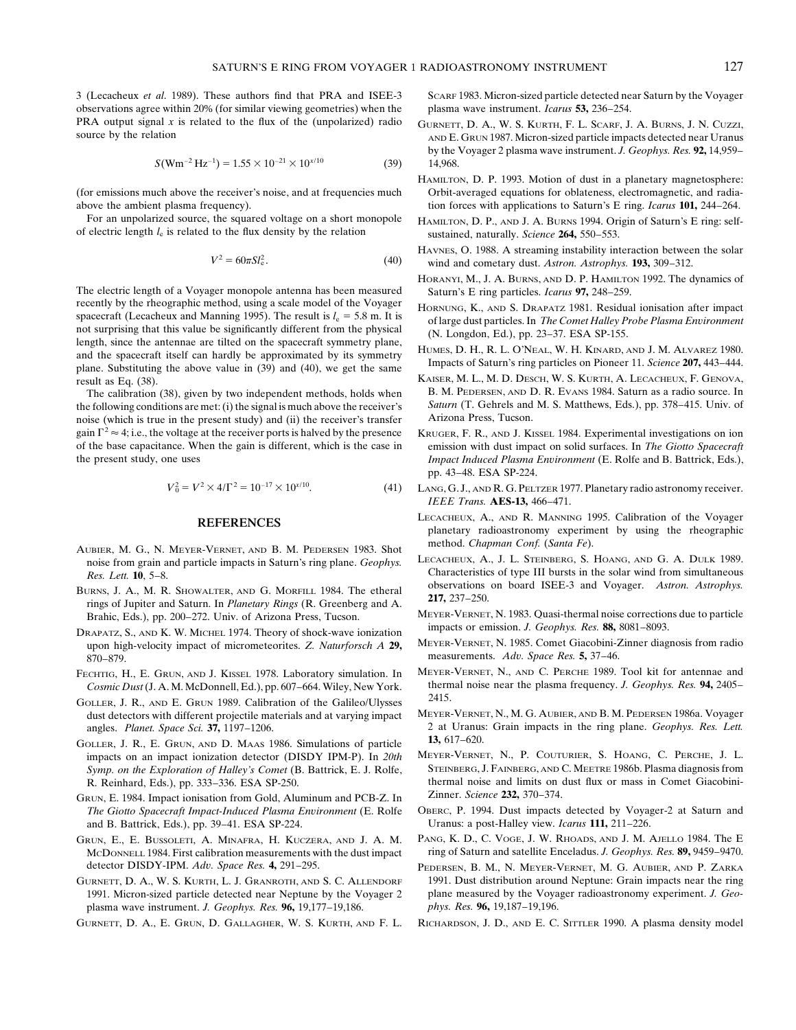3 (Lecacheux *et al.* 1989). These authors find that PRA and ISEE-3 observations agree within 20% (for similar viewing geometries) when the PRA output signal $x$ is related to the flux of the (unpolarized) radio source by the relation

$$S(\mathrm{Wm^{-2}\,Hz^{-1}}) = 1.55 \times 10^{-21} \times 10^{x/10} \tag{39}$$

(for emissions much above the receiver's noise, and at frequencies much above the ambient plasma frequency).

For an unpolarized source, the squared voltage on a short monopole of electric length $l_e$ is related to the flux density by the relation

$$V^2 = 60\pi S l_e^2. \tag{40}$$

The electric length of a Voyager monopole antenna has been measured recently by the rheographic method, using a scale model of the Voyager spacecraft (Lecacheux and Manning 1995). The result is $l_e = 5.8$ m. It is not surprising that this value be significantly different from the physical length, since the antennae are tilted on the spacecraft symmetry plane, and the spacecraft itself can hardly be approximated by its symmetry plane. Substituting the above value in (39) and (40), we get the same result as Eq. (38).

The calibration (38), given by two independent methods, holds when the following conditions are met: (i) the signal is much above the receiver's noise (which is true in the present study) and (ii) the receiver's transfer gain $\Gamma^2 \approx 4$; i.e., the voltage at the receiver ports is halved by the presence of the base capacitance. When the gain is different, which is the case in the present study, one uses

$$V_0^2 = V^2 \times 4/\Gamma^2 = 10^{-17} \times 10^{x/10}. \tag{41}$$

## REFERENCES

Aubier, M. G., N. Meyer-Vernet, and B. M. Pedersen 1983. Shot noise from grain and particle impacts in Saturn's ring plane. *Geophys. Res. Lett.* **10**, 5–8.

Burns, J. A., M. R. Showalter, and G. Morfill 1984. The etheral rings of Jupiter and Saturn. In *Planetary Rings* (R. Greenberg and A. Brahic, Eds.), pp. 200–272. Univ. of Arizona Press, Tucson.

Drapatz, S., and K. W. Michel 1974. Theory of shock-wave ionization upon high-velocity impact of micrometeorites. *Z. Naturforsch A* **29,** 870–879.

Fechtig, H., E. Grun, and J. Kissel 1978. Laboratory simulation. In *Cosmic Dust* (J. A. M. McDonnell, Ed.), pp. 607–664. Wiley, New York.

Goller, J. R., and E. Grun 1989. Calibration of the Galileo/Ulysses dust detectors with different projectile materials and at varying impact angles. *Planet. Space Sci.* **37,** 1197–1206.

Goller, J. R., E. Grun, and D. Maas 1986. Simulations of particle impacts on an impact ionization detector (DISDY IPM-P). In *20th Symp. on the Exploration of Halley's Comet* (B. Battrick, E. J. Rolfe, R. Reinhard, Eds.), pp. 333–336. ESA SP-250.

Grun, E. 1984. Impact ionisation from Gold, Aluminum and PCB-Z. In *The Giotto Spacecraft Impact-Induced Plasma Environment* (E. Rolfe and B. Battrick, Eds.), pp. 39–41. ESA SP-224.

Grun, E., E. Bussoleti, A. Minafra, H. Kuczera, and J. A. M. McDonnell 1984. First calibration measurements with the dust impact detector DISDY-IPM. *Adv. Space Res.* **4,** 291–295.

Gurnett, D. A., W. S. Kurth, L. J. Granroth, and S. C. Allendorf 1991. Micron-sized particle detected near Neptune by the Voyager 2 plasma wave instrument. *J. Geophys. Res.* **96,** 19,177–19,186.

Gurnett, D. A., E. Grun, D. Gallagher, W. S. Kurth, and F. L. Scarf 1983. Micron-sized particle detected near Saturn by the Voyager plasma wave instrument. *Icarus* **53,** 236–254.

Gurnett, D. A., W. S. Kurth, F. L. Scarf, J. A. Burns, J. N. Cuzzi, and E. Grun 1987. Micron-sized particle impacts detected near Uranus by the Voyager 2 plasma wave instrument. *J. Geophys. Res.* **92,** 14,959–14,968.

Hamilton, D. P. 1993. Motion of dust in a planetary magnetosphere: Orbit-averaged equations for oblateness, electromagnetic, and radiation forces with applications to Saturn's E ring. *Icarus* **101,** 244–264.

Hamilton, D. P., and J. A. Burns 1994. Origin of Saturn's E ring: self-sustained, naturally. *Science* **264,** 550–553.

Havnes, O. 1988. A streaming instability interaction between the solar wind and cometary dust. *Astron. Astrophys.* **193,** 309–312.

Horanyi, M., J. A. Burns, and D. P. Hamilton 1992. The dynamics of Saturn's E ring particles. *Icarus* **97,** 248–259.

Hornung, K., and S. Drapatz 1981. Residual ionisation after impact of large dust particles. In *The Comet Halley Probe Plasma Environment* (N. Longdon, Ed.), pp. 23–37. ESA SP-155.

Humes, D. H., R. L. O'Neal, W. H. Kinard, and J. M. Alvarez 1980. Impacts of Saturn's ring particles on Pioneer 11. *Science* **207,** 443–444.

Kaiser, M. L., M. D. Desch, W. S. Kurth, A. Lecacheux, F. Genova, B. M. Pedersen, and D. R. Evans 1984. Saturn as a radio source. In *Saturn* (T. Gehrels and M. S. Matthews, Eds.), pp. 378–415. Univ. of Arizona Press, Tucson.

Kruger, F. R., and J. Kissel 1984. Experimental investigations on ion emission with dust impact on solid surfaces. In *The Giotto Spacecraft Impact Induced Plasma Environment* (E. Rolfe and B. Battrick, Eds.), pp. 43–48. ESA SP-224.

Lang, G. J., and R. G. Peltzer 1977. Planetary radio astronomy receiver. *IEEE Trans.* **AES-13,** 466–471.

Lecacheux, A., and R. Manning 1995. Calibration of the Voyager planetary radioastronomy experiment by using the rheographic method. *Chapman Conf.* (*Santa Fe*).

Lecacheux, A., J. L. Steinberg, S. Hoang, and G. A. Dulk 1989. Characteristics of type III bursts in the solar wind from simultaneous observations on board ISEE-3 and Voyager. *Astron. Astrophys.* **217,** 237–250.

Meyer-Vernet, N. 1983. Quasi-thermal noise corrections due to particle impacts or emission. *J. Geophys. Res.* **88,** 8081–8093.

Meyer-Vernet, N. 1985. Comet Giacobini-Zinner diagnosis from radio measurements. *Adv. Space Res.* **5,** 37–46.

Meyer-Vernet, N., and C. Perche 1989. Tool kit for antennae and thermal noise near the plasma frequency. *J. Geophys. Res.* **94,** 2405–2415.

Meyer-Vernet, N., M. G. Aubier, and B. M. Pedersen 1986a. Voyager 2 at Uranus: Grain impacts in the ring plane. *Geophys. Res. Lett.* **13,** 617–620.

Meyer-Vernet, N., P. Couturier, S. Hoang, C. Perche, J. L. Steinberg, J. Fainberg, and C. Meetre 1986b. Plasma diagnosis from thermal noise and limits on dust flux or mass in Comet Giacobini-Zinner. *Science* **232,** 370–374.

Oberc, P. 1994. Dust impacts detected by Voyager-2 at Saturn and Uranus: a post-Halley view. *Icarus* **111,** 211–226.

Pang, K. D., C. Voge, J. W. Rhoads, and J. M. Ajello 1984. The E ring of Saturn and satellite Enceladus. *J. Geophys. Res.* **89,** 9459–9470.

Pedersen, B. M., N. Meyer-Vernet, M. G. Aubier, and P. Zarka 1991. Dust distribution around Neptune: Grain impacts near the ring plane measured by the Voyager radioastronomy experiment. *J. Geophys. Res.* **96,** 19,187–19,196.

Richardson, J. D., and E. C. Sittler 1990. A plasma density model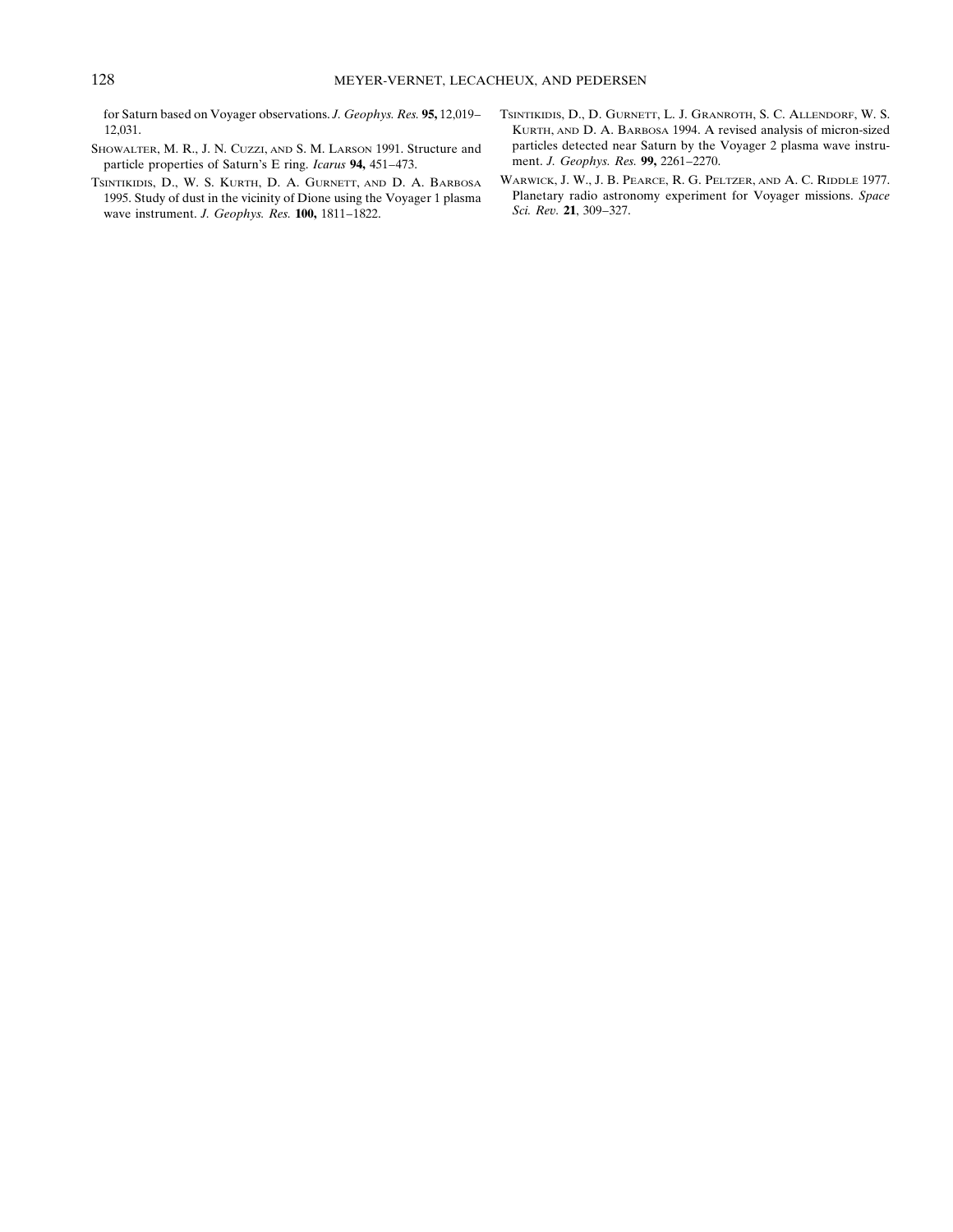for Saturn based on Voyager observations. *J. Geophys. Res.* **95,** 12,019–12,031.

Showalter, M. R., J. N. Cuzzi, and S. M. Larson 1991. Structure and particle properties of Saturn's E ring. *Icarus* **94,** 451–473.

Tsintikidis, D., W. S. Kurth, D. A. Gurnett, and D. A. Barbosa 1995. Study of dust in the vicinity of Dione using the Voyager 1 plasma wave instrument. *J. Geophys. Res.* **100,** 1811–1822.

Tsintikidis, D., D. Gurnett, L. J. Granroth, S. C. Allendorf, W. S. Kurth, and D. A. Barbosa 1994. A revised analysis of micron-sized particles detected near Saturn by the Voyager 2 plasma wave instrument. *J. Geophys. Res.* **99,** 2261–2270.

Warwick, J. W., J. B. Pearce, R. G. Peltzer, and A. C. Riddle 1977. Planetary radio astronomy experiment for Voyager missions. *Space Sci. Rev.* **21**, 309–327.